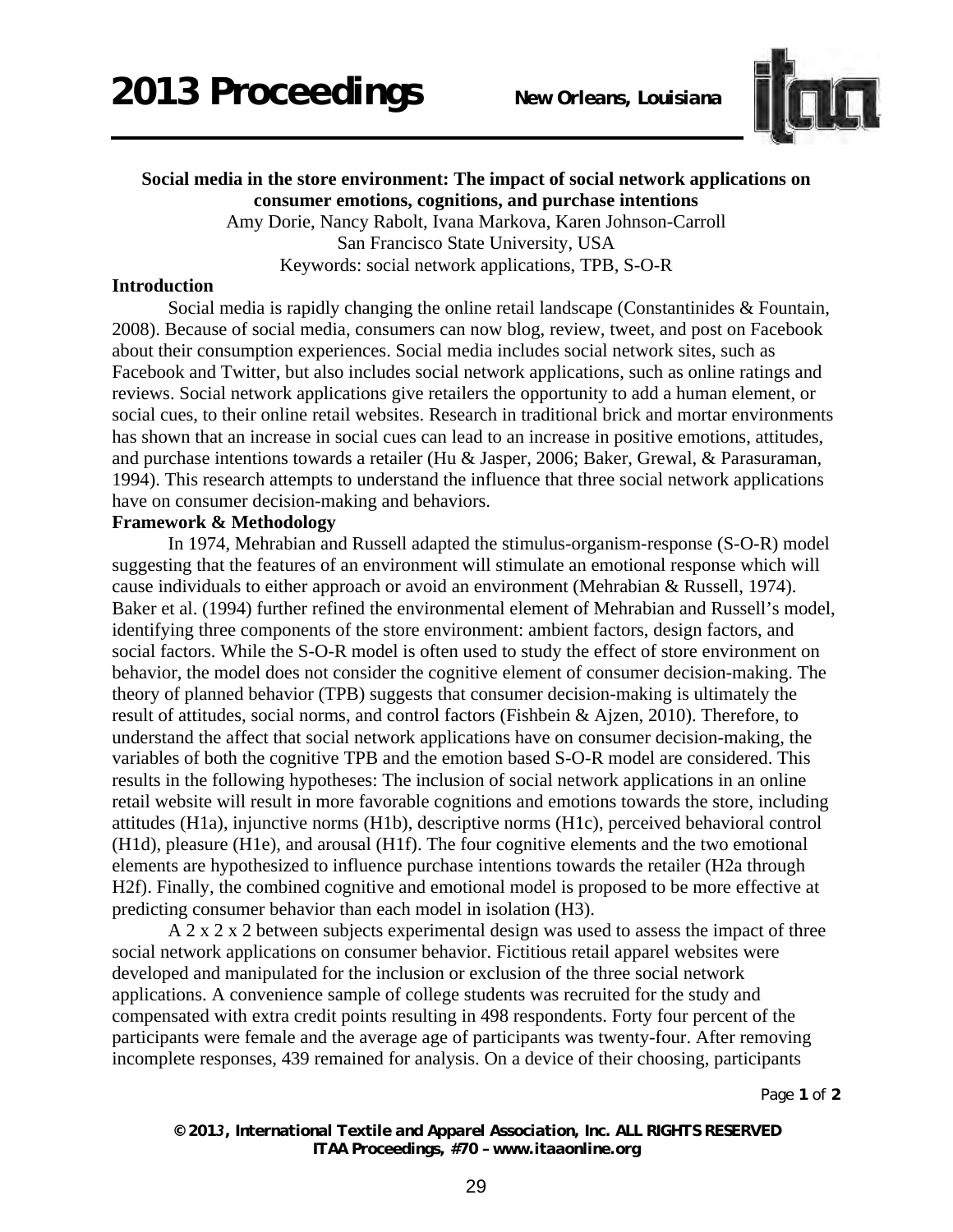**Social media in the store environment: The impact of social network applications on consumer emotions, cognitions, and purchase intentions**

Amy Dorie, Nancy Rabolt, Ivana Markova, Karen Johnson-Carroll

San Francisco State University, USA

Keywords: social network applications, TPB, S-O-R

## Introduction

Social media is rapidly changing the online retail landscape (Constantinides & Fountain, 2008). Because of social media, consumers can now blog, review, tweet, and post on Facebook about their consumption experiences. Social media includes social network sites, such as Facebook and Twitter, but also includes social network applications, such as online ratings and reviews. Social network applications give retailers the opportunity to add a human element, or social cues, to their online retail websites. Research in traditional brick and mortar environments has shown that an increase in social cues can lead to an increase in positive emotions, attitudes, and purchase intentions towards a retailer (Hu & Jasper, 2006; Baker, Grewal, & Parasuraman, 1994). This research attempts to understand the influence that three social network applications have on consumer decision-making and behaviors.

## Framework & Methodology

In 1974, Mehrabian and Russell adapted the stimulus-organism-response (S-O-R) model suggesting that the features of an environment will stimulate an emotional response which will cause individuals to either approach or avoid an environment (Mehrabian & Russell, 1974). Baker et al. (1994) further refined the environmental element of Mehrabian and Russell's model, identifying three components of the store environment: ambient factors, design factors, and social factors. While the S-O-R model is often used to study the effect of store environment on behavior, the model does not consider the cognitive element of consumer decision-making. The theory of planned behavior (TPB) suggests that consumer decision-making is ultimately the result of attitudes, social norms, and control factors (Fishbein & Ajzen, 2010). Therefore, to understand the affect that social network applications have on consumer decision-making, the variables of both the cognitive TPB and the emotion based S-O-R model are considered. This results in the following hypotheses: The inclusion of social network applications in an online retail website will result in more favorable cognitions and emotions towards the store, including attitudes (H1a), injunctive norms (H1b), descriptive norms (H1c), perceived behavioral control (H1d), pleasure (H1e), and arousal (H1f). The four cognitive elements and the two emotional elements are hypothesized to influence purchase intentions towards the retailer (H2a through H2f). Finally, the combined cognitive and emotional model is proposed to be more effective at predicting consumer behavior than each model in isolation (H3).

A 2 x 2 x 2 between subjects experimental design was used to assess the impact of three social network applications on consumer behavior. Fictitious retail apparel websites were developed and manipulated for the inclusion or exclusion of the three social network applications. A convenience sample of college students was recruited for the study and compensated with extra credit points resulting in 498 respondents. Forty four percent of the participants were female and the average age of participants was twenty-four. After removing incomplete responses, 439 remained for analysis. On a device of their choosing, participants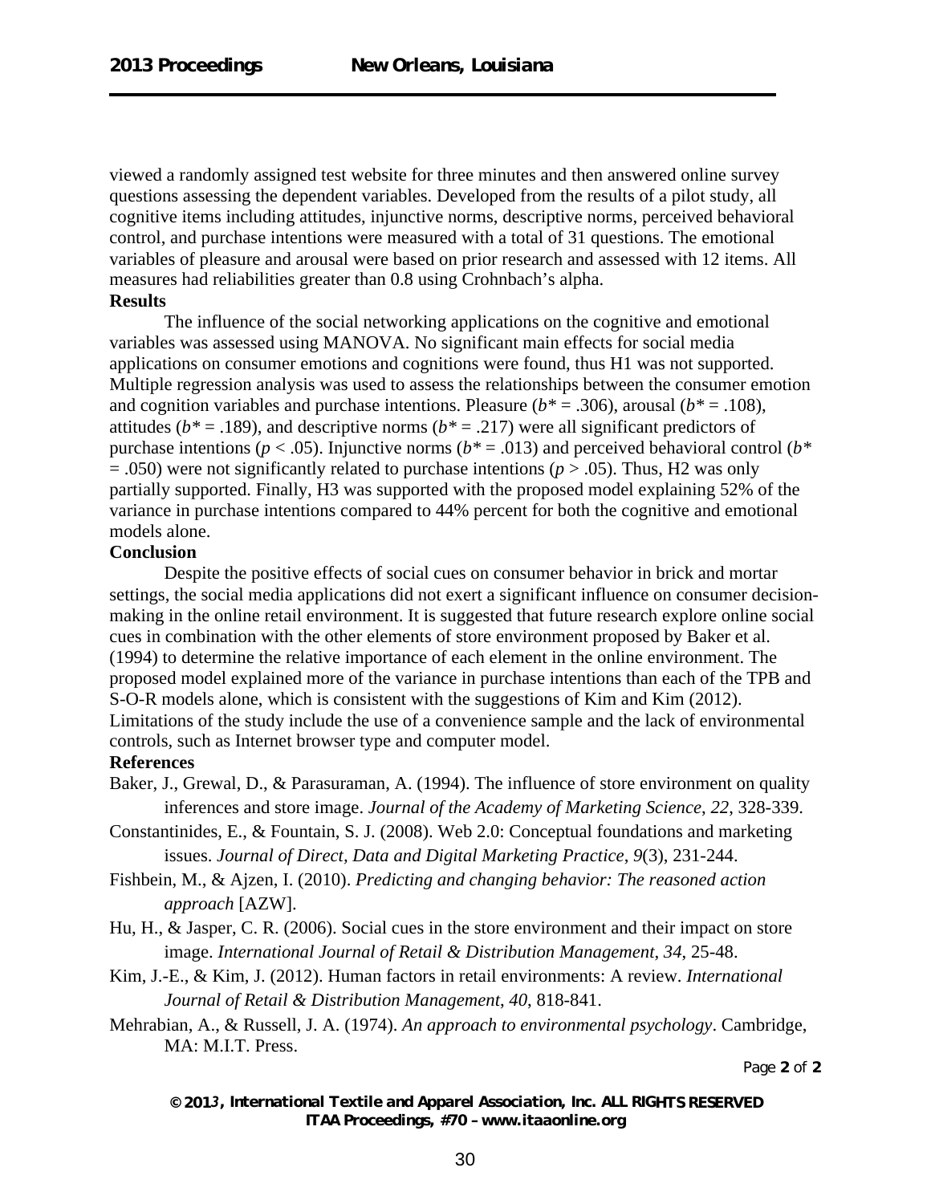viewed a randomly assigned test website for three minutes and then answered online survey questions assessing the dependent variables. Developed from the results of a pilot study, all cognitive items including attitudes, injunctive norms, descriptive norms, perceived behavioral control, and purchase intentions were measured with a total of 31 questions. The emotional variables of pleasure and arousal were based on prior research and assessed with 12 items. All measures had reliabilities greater than 0.8 using Crohnbach's alpha.

**Results**

The influence of the social networking applications on the cognitive and emotional variables was assessed using MANOVA. No significant main effects for social media applications on consumer emotions and cognitions were found, thus H1 was not supported. Multiple regression analysis was used to assess the relationships between the consumer emotion and cognition variables and purchase intentions. Pleasure ($b^* = .306$), arousal ($b^* = .108$), attitudes ($b^* = .189$), and descriptive norms ($b^* = .217$) were all significant predictors of purchase intentions ($p < .05$). Injunctive norms ($b^* = .013$) and perceived behavioral control ($b^* = .050$) were not significantly related to purchase intentions ($p > .05$). Thus, H2 was only partially supported. Finally, H3 was supported with the proposed model explaining 52% of the variance in purchase intentions compared to 44% percent for both the cognitive and emotional models alone.

**Conclusion**

Despite the positive effects of social cues on consumer behavior in brick and mortar settings, the social media applications did not exert a significant influence on consumer decision-making in the online retail environment. It is suggested that future research explore online social cues in combination with the other elements of store environment proposed by Baker et al. (1994) to determine the relative importance of each element in the online environment. The proposed model explained more of the variance in purchase intentions than each of the TPB and S-O-R models alone, which is consistent with the suggestions of Kim and Kim (2012). Limitations of the study include the use of a convenience sample and the lack of environmental controls, such as Internet browser type and computer model.

**References**

Baker, J., Grewal, D., & Parasuraman, A. (1994). The influence of store environment on quality inferences and store image. *Journal of the Academy of Marketing Science*, *22*, 328-339.

Constantinides, E., & Fountain, S. J. (2008). Web 2.0: Conceptual foundations and marketing issues. *Journal of Direct, Data and Digital Marketing Practice*, *9*(3), 231-244.

Fishbein, M., & Ajzen, I. (2010). *Predicting and changing behavior: The reasoned action approach* [AZW].

Hu, H., & Jasper, C. R. (2006). Social cues in the store environment and their impact on store image. *International Journal of Retail & Distribution Management*, *34*, 25-48.

Kim, J.-E., & Kim, J. (2012). Human factors in retail environments: A review. *International Journal of Retail & Distribution Management*, *40*, 818-841.

Mehrabian, A., & Russell, J. A. (1974). *An approach to environmental psychology*. Cambridge, MA: M.I.T. Press.